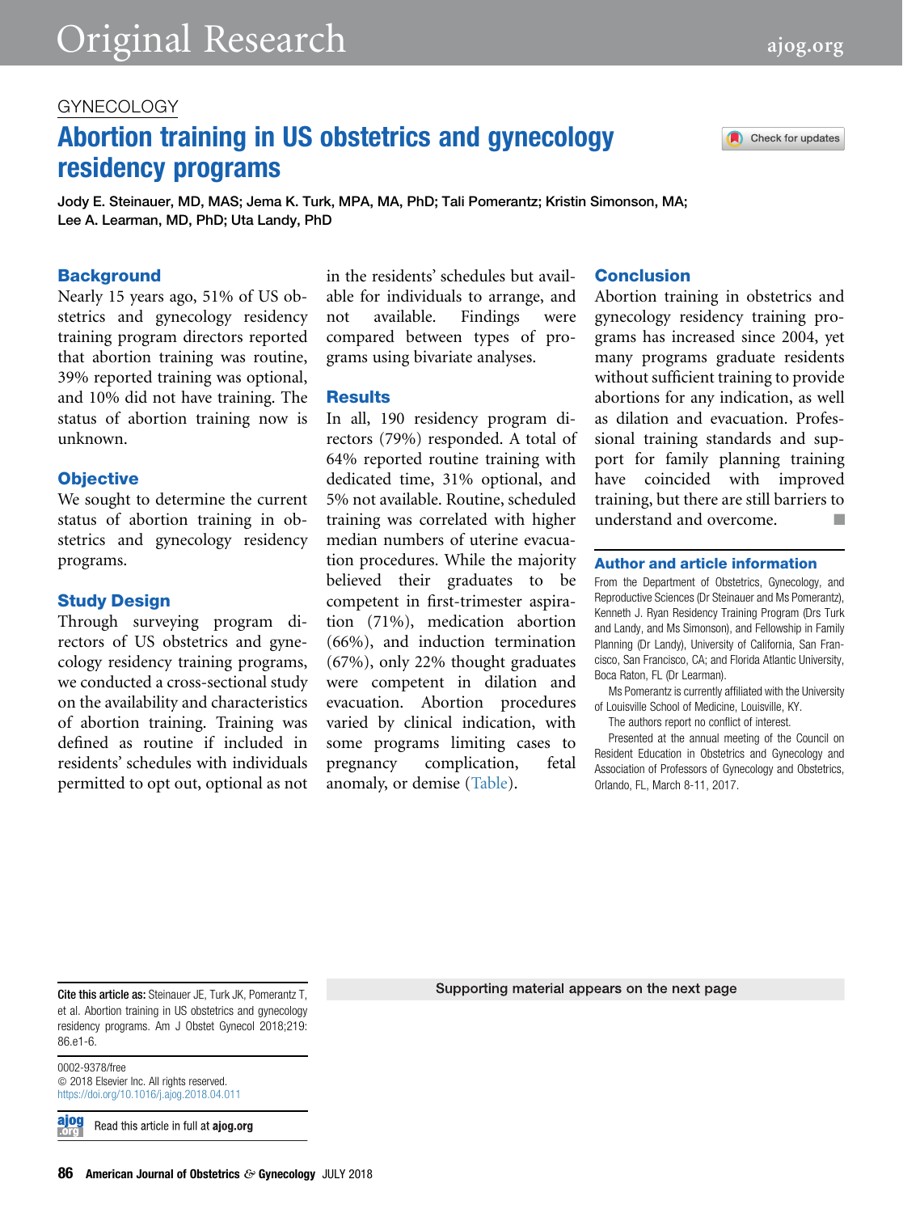GYNECOLOGY

# Abortion training in US obstetrics and gynecology residency programs

**Jody E. Steinauer, MD, MAS; Jema K. Turk, MPA, MA, PhD; Tali Pomerantz; Kristin Simonson, MA; Lee A. Learman, MD, PhD; Uta Landy, PhD**

## Background

Nearly 15 years ago, 51% of US obstetrics and gynecology residency training program directors reported that abortion training was routine, 39% reported training was optional, and 10% did not have training. The status of abortion training now is unknown.

## Objective

We sought to determine the current status of abortion training in obstetrics and gynecology residency programs.

## Study Design

Through surveying program directors of US obstetrics and gynecology residency training programs, we conducted a cross-sectional study on the availability and characteristics of abortion training. Training was defined as routine if included in residents' schedules with individuals permitted to opt out, optional as not in the residents' schedules but available for individuals to arrange, and not available. Findings were compared between types of programs using bivariate analyses.

## Results

In all, 190 residency program directors (79%) responded. A total of 64% reported routine training with dedicated time, 31% optional, and 5% not available. Routine, scheduled training was correlated with higher median numbers of uterine evacuation procedures. While the majority believed their graduates to be competent in first-trimester aspiration (71%), medication abortion (66%), and induction termination (67%), only 22% thought graduates were competent in dilation and evacuation. Abortion procedures varied by clinical indication, with some programs limiting cases to pregnancy complication, fetal anomaly, or demise (Table).

## Conclusion

Abortion training in obstetrics and gynecology residency training programs has increased since 2004, yet many programs graduate residents without sufficient training to provide abortions for any indication, as well as dilation and evacuation. Professional training standards and support for family planning training have coincided with improved training, but there are still barriers to understand and overcome.

## Author and article information

From the Department of Obstetrics, Gynecology, and Reproductive Sciences (Dr Steinauer and Ms Pomerantz), Kenneth J. Ryan Residency Training Program (Drs Turk and Landy, and Ms Simonson), and Fellowship in Family Planning (Dr Landy), University of California, San Francisco, San Francisco, CA; and Florida Atlantic University, Boca Raton, FL (Dr Learman).

Ms Pomerantz is currently affiliated with the University of Louisville School of Medicine, Louisville, KY.

The authors report no conflict of interest.

Presented at the annual meeting of the Council on Resident Education in Obstetrics and Gynecology and Association of Professors of Gynecology and Obstetrics, Orlando, FL, March 8-11, 2017.

**Cite this article as:** Steinauer JE, Turk JK, Pomerantz T, et al. Abortion training in US obstetrics and gynecology residency programs. Am J Obstet Gynecol 2018;219:86.e1-6.

0002-9378/free
© 2018 Elsevier Inc. All rights reserved.
https://doi.org/10.1016/j.ajog.2018.04.011

Read this article in full at **ajog.org**

Supporting material appears on the next page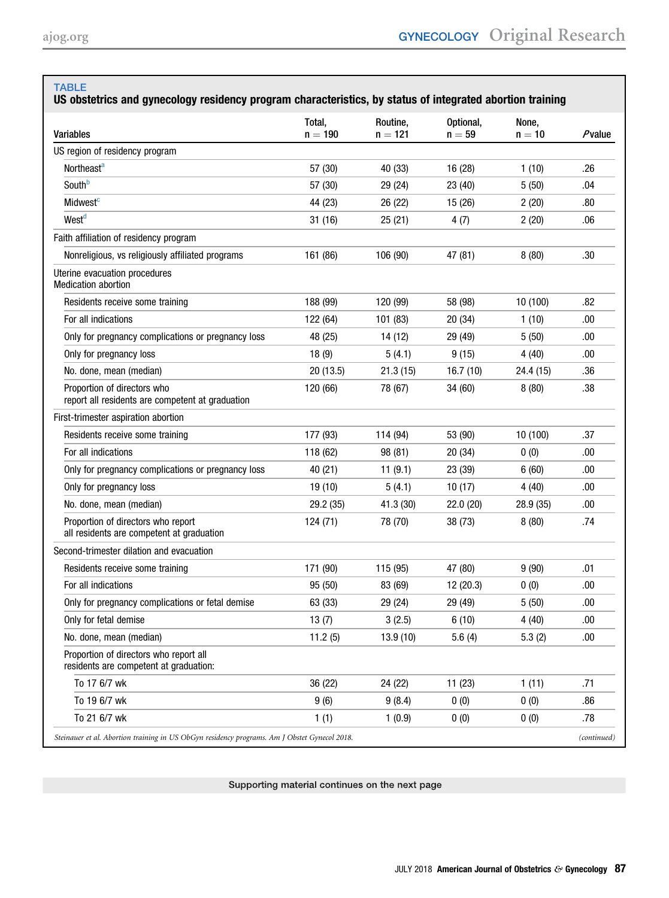## TABLE

**US obstetrics and gynecology residency program characteristics, by status of integrated abortion training**

| Variables | Total, n = 190 | Routine, n = 121 | Optional, n = 59 | None, n = 10 | *P* value |
|---|---|---|---|---|---|
| US region of residency program | | | | | |
| Northeast[a] | 57 (30) | 40 (33) | 16 (28) | 1 (10) | .26 |
| South[b] | 57 (30) | 29 (24) | 23 (40) | 5 (50) | .04 |
| Midwest[c] | 44 (23) | 26 (22) | 15 (26) | 2 (20) | .80 |
| West[d] | 31 (16) | 25 (21) | 4 (7) | 2 (20) | .06 |
| Faith affiliation of residency program | | | | | |
| Nonreligious, vs religiously affiliated programs | 161 (86) | 106 (90) | 47 (81) | 8 (80) | .30 |
| Uterine evacuation procedures<br>Medication abortion | | | | | |
| Residents receive some training | 188 (99) | 120 (99) | 58 (98) | 10 (100) | .82 |
| For all indications | 122 (64) | 101 (83) | 20 (34) | 1 (10) | .00 |
| Only for pregnancy complications or pregnancy loss | 48 (25) | 14 (12) | 29 (49) | 5 (50) | .00 |
| Only for pregnancy loss | 18 (9) | 5 (4.1) | 9 (15) | 4 (40) | .00 |
| No. done, mean (median) | 20 (13.5) | 21.3 (15) | 16.7 (10) | 24.4 (15) | .36 |
| Proportion of directors who report all residents are competent at graduation | 120 (66) | 78 (67) | 34 (60) | 8 (80) | .38 |
| First-trimester aspiration abortion | | | | | |
| Residents receive some training | 177 (93) | 114 (94) | 53 (90) | 10 (100) | .37 |
| For all indications | 118 (62) | 98 (81) | 20 (34) | 0 (0) | .00 |
| Only for pregnancy complications or pregnancy loss | 40 (21) | 11 (9.1) | 23 (39) | 6 (60) | .00 |
| Only for pregnancy loss | 19 (10) | 5 (4.1) | 10 (17) | 4 (40) | .00 |
| No. done, mean (median) | 29.2 (35) | 41.3 (30) | 22.0 (20) | 28.9 (35) | .00 |
| Proportion of directors who report all residents are competent at graduation | 124 (71) | 78 (70) | 38 (73) | 8 (80) | .74 |
| Second-trimester dilation and evacuation | | | | | |
| Residents receive some training | 171 (90) | 115 (95) | 47 (80) | 9 (90) | .01 |
| For all indications | 95 (50) | 83 (69) | 12 (20.3) | 0 (0) | .00 |
| Only for pregnancy complications or fetal demise | 63 (33) | 29 (24) | 29 (49) | 5 (50) | .00 |
| Only for fetal demise | 13 (7) | 3 (2.5) | 6 (10) | 4 (40) | .00 |
| No. done, mean (median) | 11.2 (5) | 13.9 (10) | 5.6 (4) | 5.3 (2) | .00 |
| Proportion of directors who report all residents are competent at graduation: | | | | | |
| To 17 6/7 wk | 36 (22) | 24 (22) | 11 (23) | 1 (11) | .71 |
| To 19 6/7 wk | 9 (6) | 9 (8.4) | 0 (0) | 0 (0) | .86 |
| To 21 6/7 wk | 1 (1) | 1 (0.9) | 0 (0) | 0 (0) | .78 |

*Steinauer et al. Abortion training in US ObGyn residency programs. Am J Obstet Gynecol 2018.* *(continued)*

Supporting material continues on the next page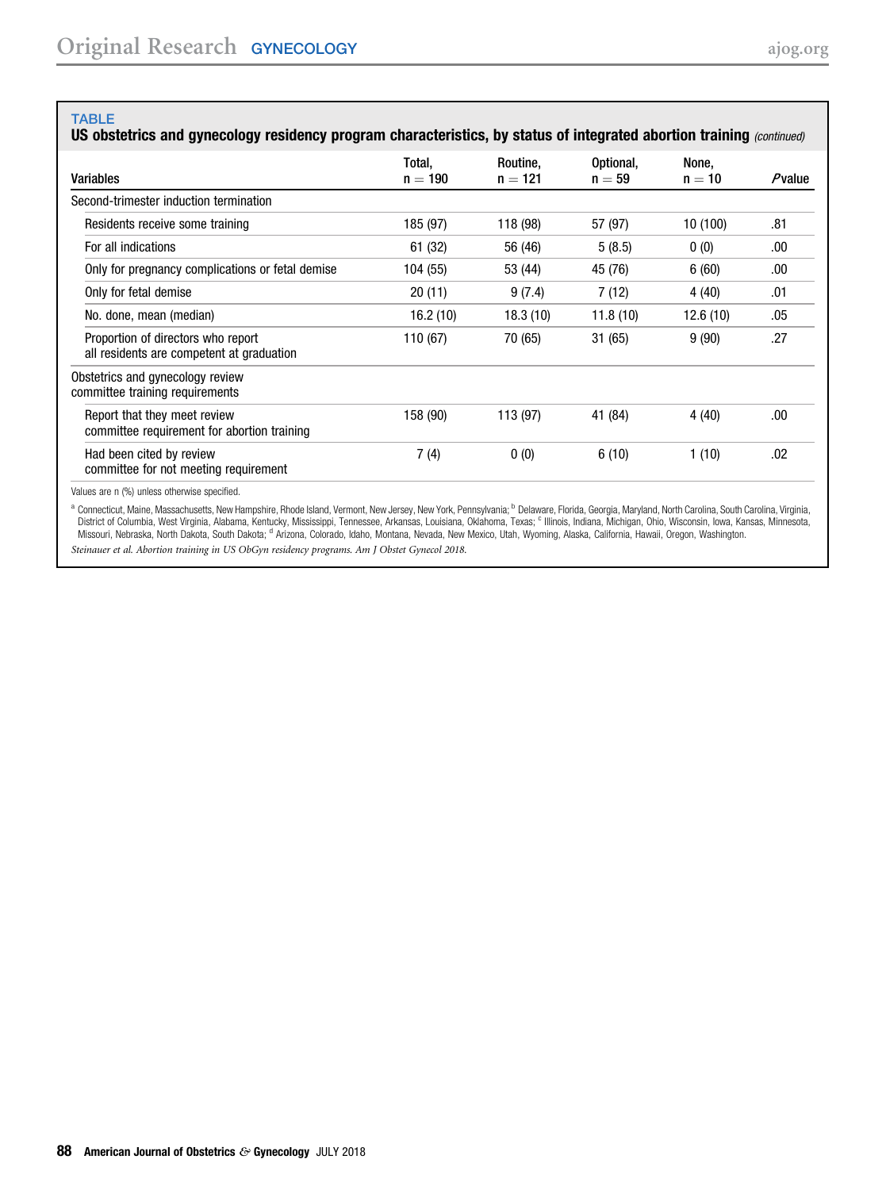**TABLE**

**US obstetrics and gynecology residency program characteristics, by status of integrated abortion training** *(continued)*

| Variables | Total, n = 190 | Routine, n = 121 | Optional, n = 59 | None, n = 10 | *P* value |
|---|---|---|---|---|---|
| Second-trimester induction termination | | | | | |
| Residents receive some training | 185 (97) | 118 (98) | 57 (97) | 10 (100) | .81 |
| For all indications | 61 (32) | 56 (46) | 5 (8.5) | 0 (0) | .00 |
| Only for pregnancy complications or fetal demise | 104 (55) | 53 (44) | 45 (76) | 6 (60) | .00 |
| Only for fetal demise | 20 (11) | 9 (7.4) | 7 (12) | 4 (40) | .01 |
| No. done, mean (median) | 16.2 (10) | 18.3 (10) | 11.8 (10) | 12.6 (10) | .05 |
| Proportion of directors who report all residents are competent at graduation | 110 (67) | 70 (65) | 31 (65) | 9 (90) | .27 |
| Obstetrics and gynecology review committee training requirements | | | | | |
| Report that they meet review committee requirement for abortion training | 158 (90) | 113 (97) | 41 (84) | 4 (40) | .00 |
| Had been cited by review committee for not meeting requirement | 7 (4) | 0 (0) | 6 (10) | 1 (10) | .02 |

Values are n (%) unless otherwise specified.

[a] Connecticut, Maine, Massachusetts, New Hampshire, Rhode Island, Vermont, New Jersey, New York, Pennsylvania; [b] Delaware, Florida, Georgia, Maryland, North Carolina, South Carolina, Virginia, District of Columbia, West Virginia, Alabama, Kentucky, Mississippi, Tennessee, Arkansas, Louisiana, Oklahoma, Texas; [c] Illinois, Indiana, Michigan, Ohio, Wisconsin, Iowa, Kansas, Minnesota, Missouri, Nebraska, North Dakota, South Dakota; [d] Arizona, Colorado, Idaho, Montana, Nevada, New Mexico, Utah, Wyoming, Alaska, California, Hawaii, Oregon, Washington.

*Steinauer et al. Abortion training in US ObGyn residency programs. Am J Obstet Gynecol 2018.*